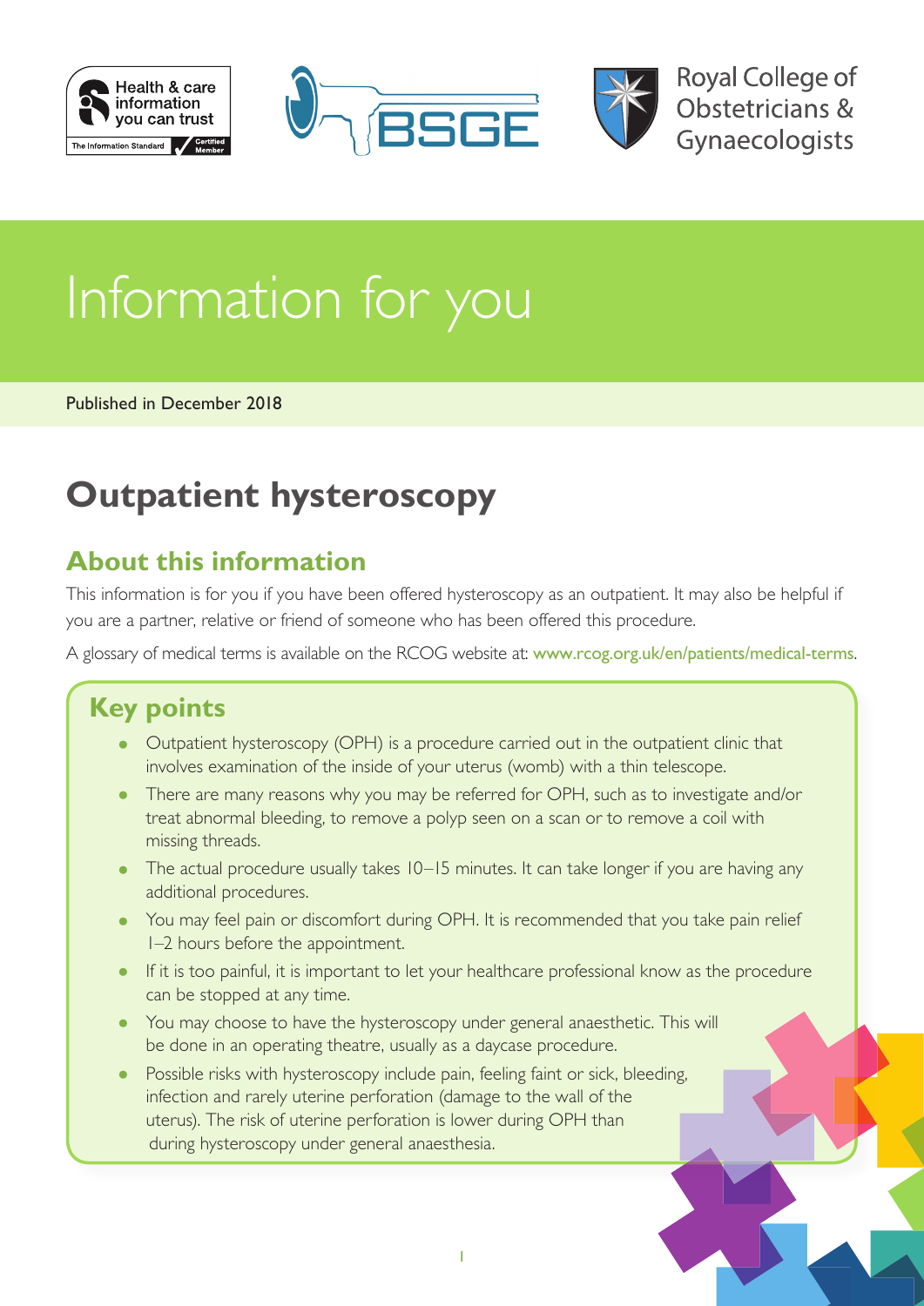Health & care information you can trust

The Information Standard Certified Member

BSGE

Royal College of Obstetricians & Gynaecologists

# Information for you

Published in December 2018

# Outpatient hysteroscopy

## About this information

This information is for you if you have been offered hysteroscopy as an outpatient. It may also be helpful if you are a partner, relative or friend of someone who has been offered this procedure.

A glossary of medical terms is available on the RCOG website at: www.rcog.org.uk/en/patients/medical-terms.

## Key points

- Outpatient hysteroscopy (OPH) is a procedure carried out in the outpatient clinic that involves examination of the inside of your uterus (womb) with a thin telescope.
- There are many reasons why you may be referred for OPH, such as to investigate and/or treat abnormal bleeding, to remove a polyp seen on a scan or to remove a coil with missing threads.
- The actual procedure usually takes 10–15 minutes. It can take longer if you are having any additional procedures.
- You may feel pain or discomfort during OPH. It is recommended that you take pain relief 1–2 hours before the appointment.
- If it is too painful, it is important to let your healthcare professional know as the procedure can be stopped at any time.
- You may choose to have the hysteroscopy under general anaesthetic. This will be done in an operating theatre, usually as a daycase procedure.
- Possible risks with hysteroscopy include pain, feeling faint or sick, bleeding, infection and rarely uterine perforation (damage to the wall of the uterus). The risk of uterine perforation is lower during OPH than during hysteroscopy under general anaesthesia.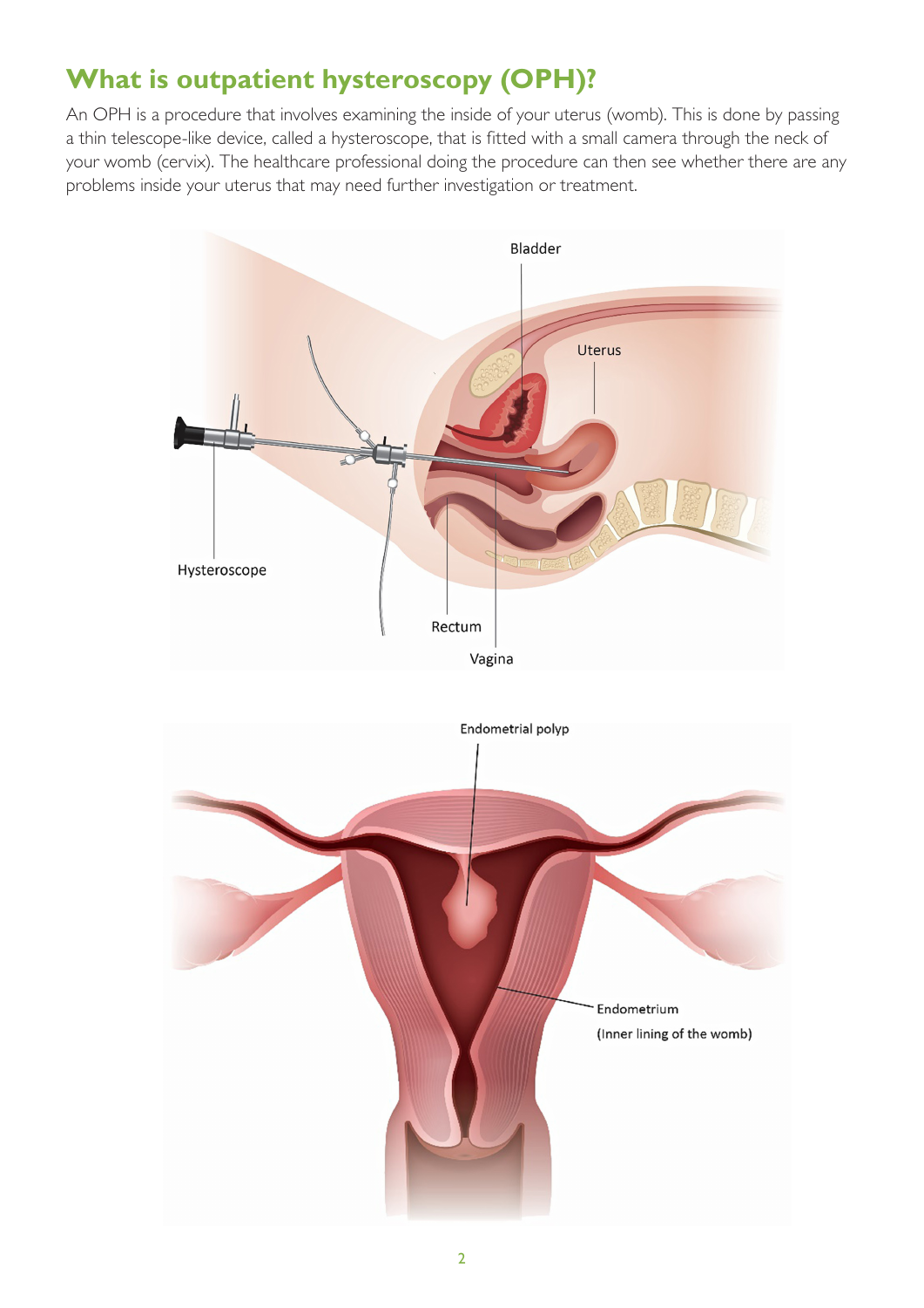## What is outpatient hysteroscopy (OPH)?

An OPH is a procedure that involves examining the inside of your uterus (womb). This is done by passing a thin telescope-like device, called a hysteroscope, that is fitted with a small camera through the neck of your womb (cervix). The healthcare professional doing the procedure can then see whether there are any problems inside your uterus that may need further investigation or treatment.

Bladder

Uterus

Hysteroscope

Rectum

Vagina

Endometrial polyp

Endometrium

(Inner lining of the womb)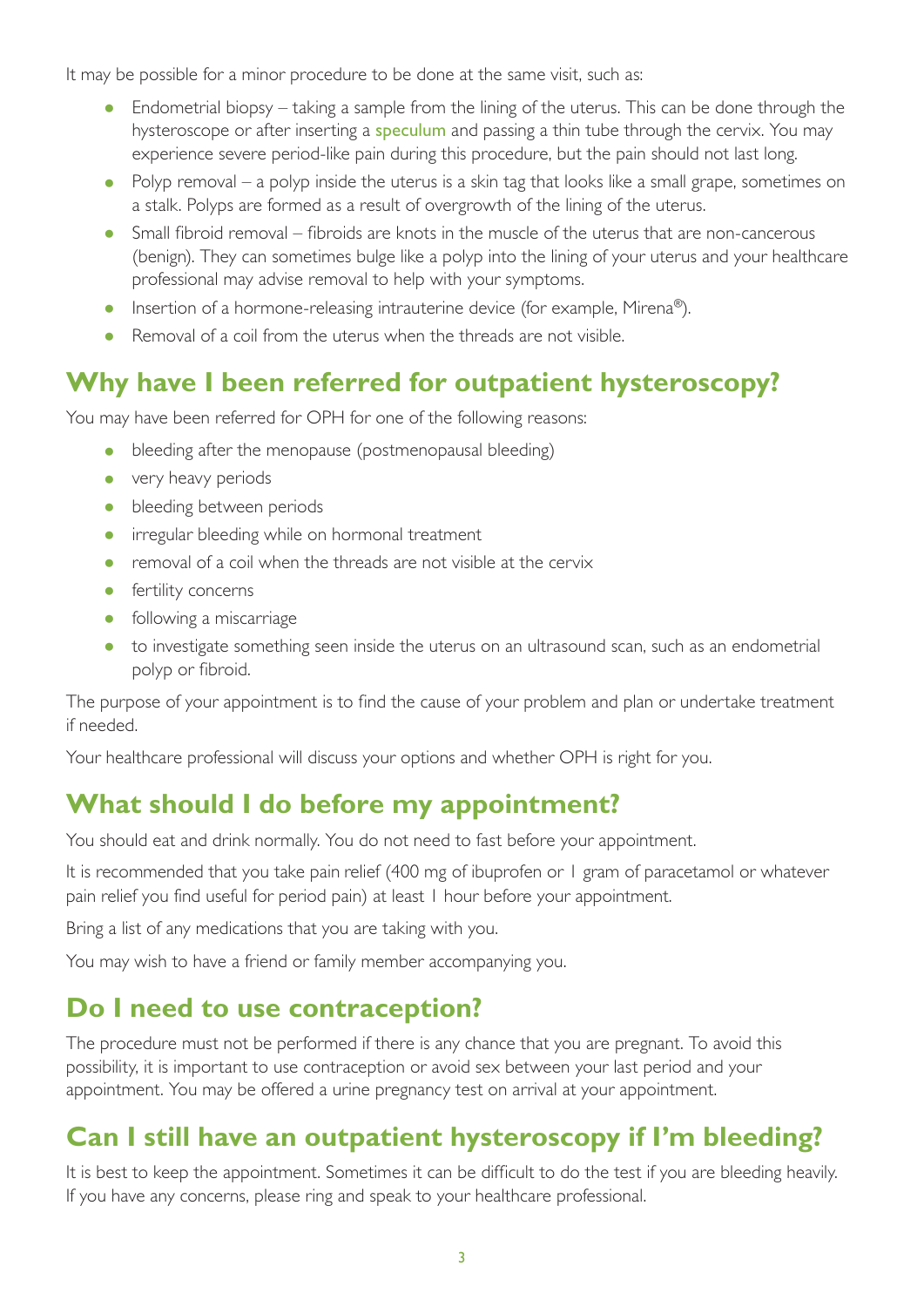It may be possible for a minor procedure to be done at the same visit, such as:

- Endometrial biopsy – taking a sample from the lining of the uterus. This can be done through the hysteroscope or after inserting a speculum and passing a thin tube through the cervix. You may experience severe period-like pain during this procedure, but the pain should not last long.
- Polyp removal – a polyp inside the uterus is a skin tag that looks like a small grape, sometimes on a stalk. Polyps are formed as a result of overgrowth of the lining of the uterus.
- Small fibroid removal – fibroids are knots in the muscle of the uterus that are non-cancerous (benign). They can sometimes bulge like a polyp into the lining of your uterus and your healthcare professional may advise removal to help with your symptoms.
- Insertion of a hormone-releasing intrauterine device (for example, Mirena®).
- Removal of a coil from the uterus when the threads are not visible.

## Why have I been referred for outpatient hysteroscopy?

You may have been referred for OPH for one of the following reasons:

- bleeding after the menopause (postmenopausal bleeding)
- very heavy periods
- bleeding between periods
- irregular bleeding while on hormonal treatment
- removal of a coil when the threads are not visible at the cervix
- fertility concerns
- following a miscarriage
- to investigate something seen inside the uterus on an ultrasound scan, such as an endometrial polyp or fibroid.

The purpose of your appointment is to find the cause of your problem and plan or undertake treatment if needed.

Your healthcare professional will discuss your options and whether OPH is right for you.

## What should I do before my appointment?

You should eat and drink normally. You do not need to fast before your appointment.

It is recommended that you take pain relief (400 mg of ibuprofen or 1 gram of paracetamol or whatever pain relief you find useful for period pain) at least 1 hour before your appointment.

Bring a list of any medications that you are taking with you.

You may wish to have a friend or family member accompanying you.

## Do I need to use contraception?

The procedure must not be performed if there is any chance that you are pregnant. To avoid this possibility, it is important to use contraception or avoid sex between your last period and your appointment. You may be offered a urine pregnancy test on arrival at your appointment.

## Can I still have an outpatient hysteroscopy if I'm bleeding?

It is best to keep the appointment. Sometimes it can be difficult to do the test if you are bleeding heavily. If you have any concerns, please ring and speak to your healthcare professional.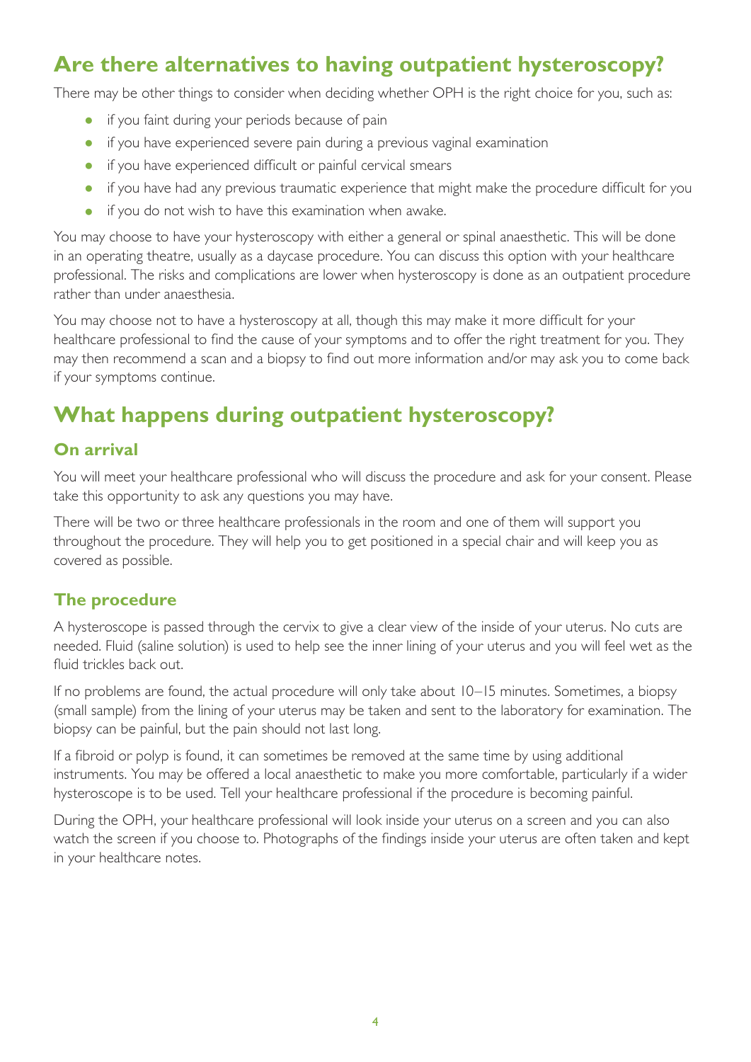## Are there alternatives to having outpatient hysteroscopy?

There may be other things to consider when deciding whether OPH is the right choice for you, such as:

- if you faint during your periods because of pain
- if you have experienced severe pain during a previous vaginal examination
- if you have experienced difficult or painful cervical smears
- if you have had any previous traumatic experience that might make the procedure difficult for you
- if you do not wish to have this examination when awake.

You may choose to have your hysteroscopy with either a general or spinal anaesthetic. This will be done in an operating theatre, usually as a daycase procedure. You can discuss this option with your healthcare professional. The risks and complications are lower when hysteroscopy is done as an outpatient procedure rather than under anaesthesia.

You may choose not to have a hysteroscopy at all, though this may make it more difficult for your healthcare professional to find the cause of your symptoms and to offer the right treatment for you. They may then recommend a scan and a biopsy to find out more information and/or may ask you to come back if your symptoms continue.

## What happens during outpatient hysteroscopy?

### On arrival

You will meet your healthcare professional who will discuss the procedure and ask for your consent. Please take this opportunity to ask any questions you may have.

There will be two or three healthcare professionals in the room and one of them will support you throughout the procedure. They will help you to get positioned in a special chair and will keep you as covered as possible.

### The procedure

A hysteroscope is passed through the cervix to give a clear view of the inside of your uterus. No cuts are needed. Fluid (saline solution) is used to help see the inner lining of your uterus and you will feel wet as the fluid trickles back out.

If no problems are found, the actual procedure will only take about 10–15 minutes. Sometimes, a biopsy (small sample) from the lining of your uterus may be taken and sent to the laboratory for examination. The biopsy can be painful, but the pain should not last long.

If a fibroid or polyp is found, it can sometimes be removed at the same time by using additional instruments. You may be offered a local anaesthetic to make you more comfortable, particularly if a wider hysteroscope is to be used. Tell your healthcare professional if the procedure is becoming painful.

During the OPH, your healthcare professional will look inside your uterus on a screen and you can also watch the screen if you choose to. Photographs of the findings inside your uterus are often taken and kept in your healthcare notes.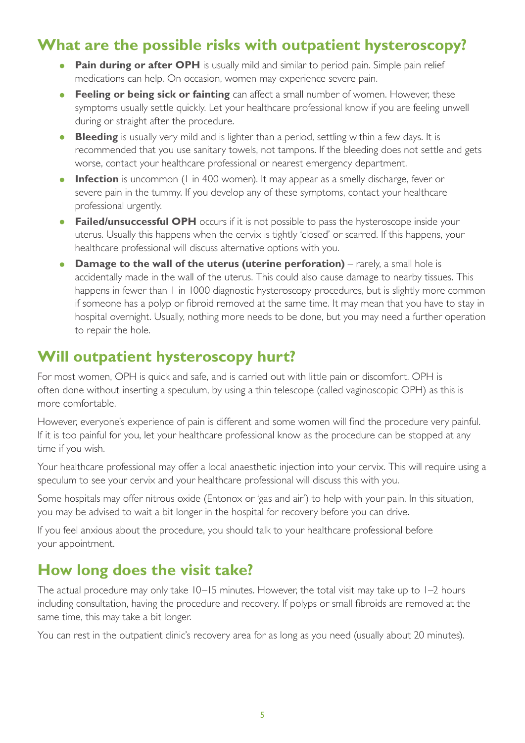## What are the possible risks with outpatient hysteroscopy?

- **Pain during or after OPH** is usually mild and similar to period pain. Simple pain relief medications can help. On occasion, women may experience severe pain.
- **Feeling or being sick or fainting** can affect a small number of women. However, these symptoms usually settle quickly. Let your healthcare professional know if you are feeling unwell during or straight after the procedure.
- **Bleeding** is usually very mild and is lighter than a period, settling within a few days. It is recommended that you use sanitary towels, not tampons. If the bleeding does not settle and gets worse, contact your healthcare professional or nearest emergency department.
- **Infection** is uncommon (1 in 400 women). It may appear as a smelly discharge, fever or severe pain in the tummy. If you develop any of these symptoms, contact your healthcare professional urgently.
- **Failed/unsuccessful OPH** occurs if it is not possible to pass the hysteroscope inside your uterus. Usually this happens when the cervix is tightly 'closed' or scarred. If this happens, your healthcare professional will discuss alternative options with you.
- **Damage to the wall of the uterus (uterine perforation)** – rarely, a small hole is accidentally made in the wall of the uterus. This could also cause damage to nearby tissues. This happens in fewer than 1 in 1000 diagnostic hysteroscopy procedures, but is slightly more common if someone has a polyp or fibroid removed at the same time. It may mean that you have to stay in hospital overnight. Usually, nothing more needs to be done, but you may need a further operation to repair the hole.

## Will outpatient hysteroscopy hurt?

For most women, OPH is quick and safe, and is carried out with little pain or discomfort. OPH is often done without inserting a speculum, by using a thin telescope (called vaginoscopic OPH) as this is more comfortable.

However, everyone's experience of pain is different and some women will find the procedure very painful. If it is too painful for you, let your healthcare professional know as the procedure can be stopped at any time if you wish.

Your healthcare professional may offer a local anaesthetic injection into your cervix. This will require using a speculum to see your cervix and your healthcare professional will discuss this with you.

Some hospitals may offer nitrous oxide (Entonox or 'gas and air') to help with your pain. In this situation, you may be advised to wait a bit longer in the hospital for recovery before you can drive.

If you feel anxious about the procedure, you should talk to your healthcare professional before your appointment.

## How long does the visit take?

The actual procedure may only take 10–15 minutes. However, the total visit may take up to 1–2 hours including consultation, having the procedure and recovery. If polyps or small fibroids are removed at the same time, this may take a bit longer.

You can rest in the outpatient clinic's recovery area for as long as you need (usually about 20 minutes).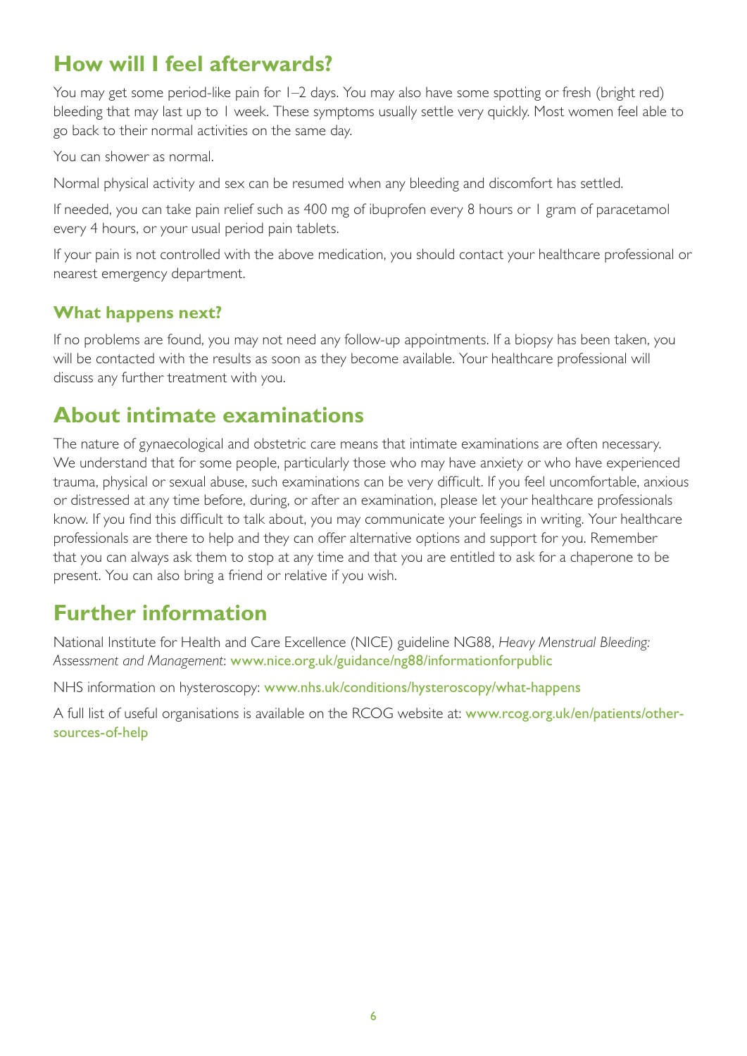## How will I feel afterwards?

You may get some period-like pain for 1–2 days. You may also have some spotting or fresh (bright red) bleeding that may last up to 1 week. These symptoms usually settle very quickly. Most women feel able to go back to their normal activities on the same day.

You can shower as normal.

Normal physical activity and sex can be resumed when any bleeding and discomfort has settled.

If needed, you can take pain relief such as 400 mg of ibuprofen every 8 hours or 1 gram of paracetamol every 4 hours, or your usual period pain tablets.

If your pain is not controlled with the above medication, you should contact your healthcare professional or nearest emergency department.

### What happens next?

If no problems are found, you may not need any follow-up appointments. If a biopsy has been taken, you will be contacted with the results as soon as they become available. Your healthcare professional will discuss any further treatment with you.

## About intimate examinations

The nature of gynaecological and obstetric care means that intimate examinations are often necessary. We understand that for some people, particularly those who may have anxiety or who have experienced trauma, physical or sexual abuse, such examinations can be very difficult. If you feel uncomfortable, anxious or distressed at any time before, during, or after an examination, please let your healthcare professionals know. If you find this difficult to talk about, you may communicate your feelings in writing. Your healthcare professionals are there to help and they can offer alternative options and support for you. Remember that you can always ask them to stop at any time and that you are entitled to ask for a chaperone to be present. You can also bring a friend or relative if you wish.

## Further information

National Institute for Health and Care Excellence (NICE) guideline NG88, *Heavy Menstrual Bleeding: Assessment and Management*: www.nice.org.uk/guidance/ng88/informationforpublic

NHS information on hysteroscopy: www.nhs.uk/conditions/hysteroscopy/what-happens

A full list of useful organisations is available on the RCOG website at: www.rcog.org.uk/en/patients/other-sources-of-help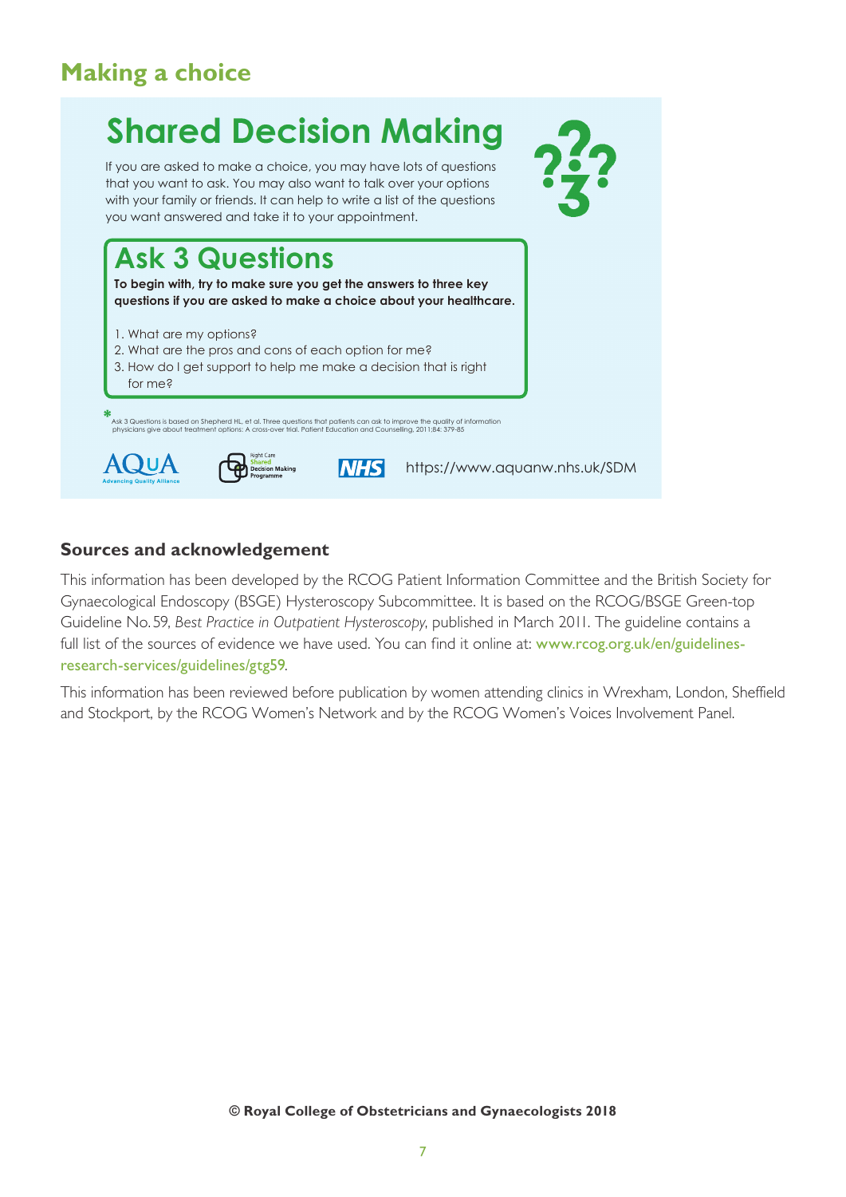## Making a choice

# Shared Decision Making

If you are asked to make a choice, you may have lots of questions that you want to ask. You may also want to talk over your options with your family or friends. It can help to write a list of the questions you want answered and take it to your appointment.

## Ask 3 Questions

**To begin with, try to make sure you get the answers to three key questions if you are asked to make a choice about your healthcare.**

1. What are my options?
2. What are the pros and cons of each option for me?
3. How do I get support to help me make a decision that is right for me?

\* Ask 3 Questions is based on Shepherd HL, et al. Three questions that patients can ask to improve the quality of information physicians give about treatment options: A cross-over trial. Patient Education and Counselling, 2011;84: 379-85

AQuA Advancing Quality Alliance

Right Care Shared Decision Making Programme

NHS

https://www.aquanw.nhs.uk/SDM

### Sources and acknowledgement

This information has been developed by the RCOG Patient Information Committee and the British Society for Gynaecological Endoscopy (BSGE) Hysteroscopy Subcommittee. It is based on the RCOG/BSGE Green-top Guideline No. 59, *Best Practice in Outpatient Hysteroscopy*, published in March 2011. The guideline contains a full list of the sources of evidence we have used. You can find it online at: www.rcog.org.uk/en/guidelines-research-services/guidelines/gtg59.

This information has been reviewed before publication by women attending clinics in Wrexham, London, Sheffield and Stockport, by the RCOG Women's Network and by the RCOG Women's Voices Involvement Panel.

**© Royal College of Obstetricians and Gynaecologists 2018**